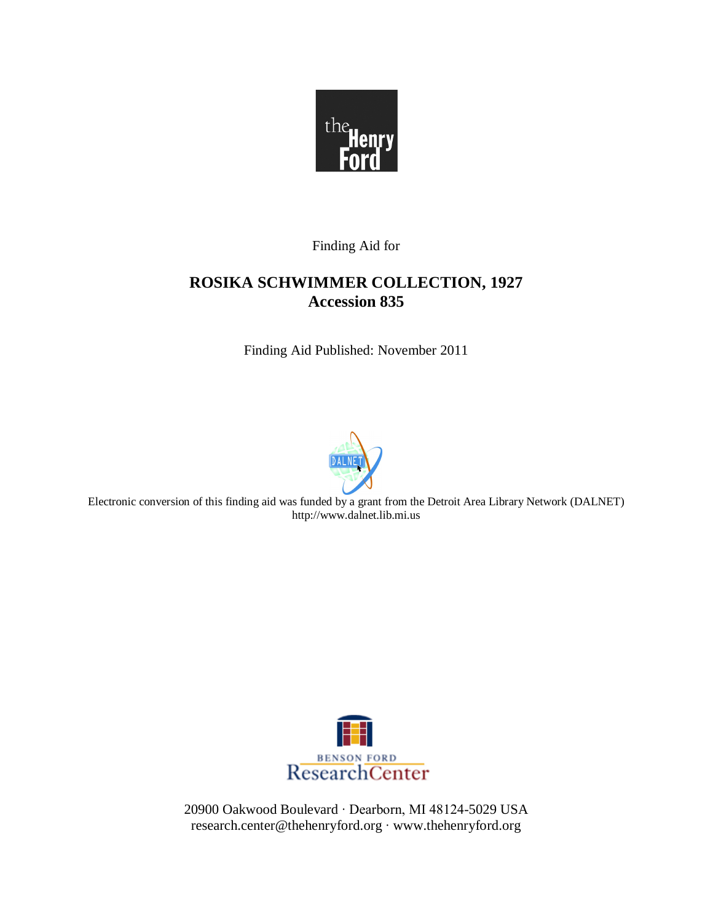Finding Aid for

# ROSIKA SCHWIMMER COLLECTION, 1927
# Accession 835

Finding Aid Published: November 2011

Electronic conversion of this finding aid was funded by a grant from the Detroit Area Library Network (DALNET)
http://www.dalnet.lib.mi.us

20900 Oakwood Boulevard · Dearborn, MI 48124-5029 USA
research.center@thehenryford.org · www.thehenryford.org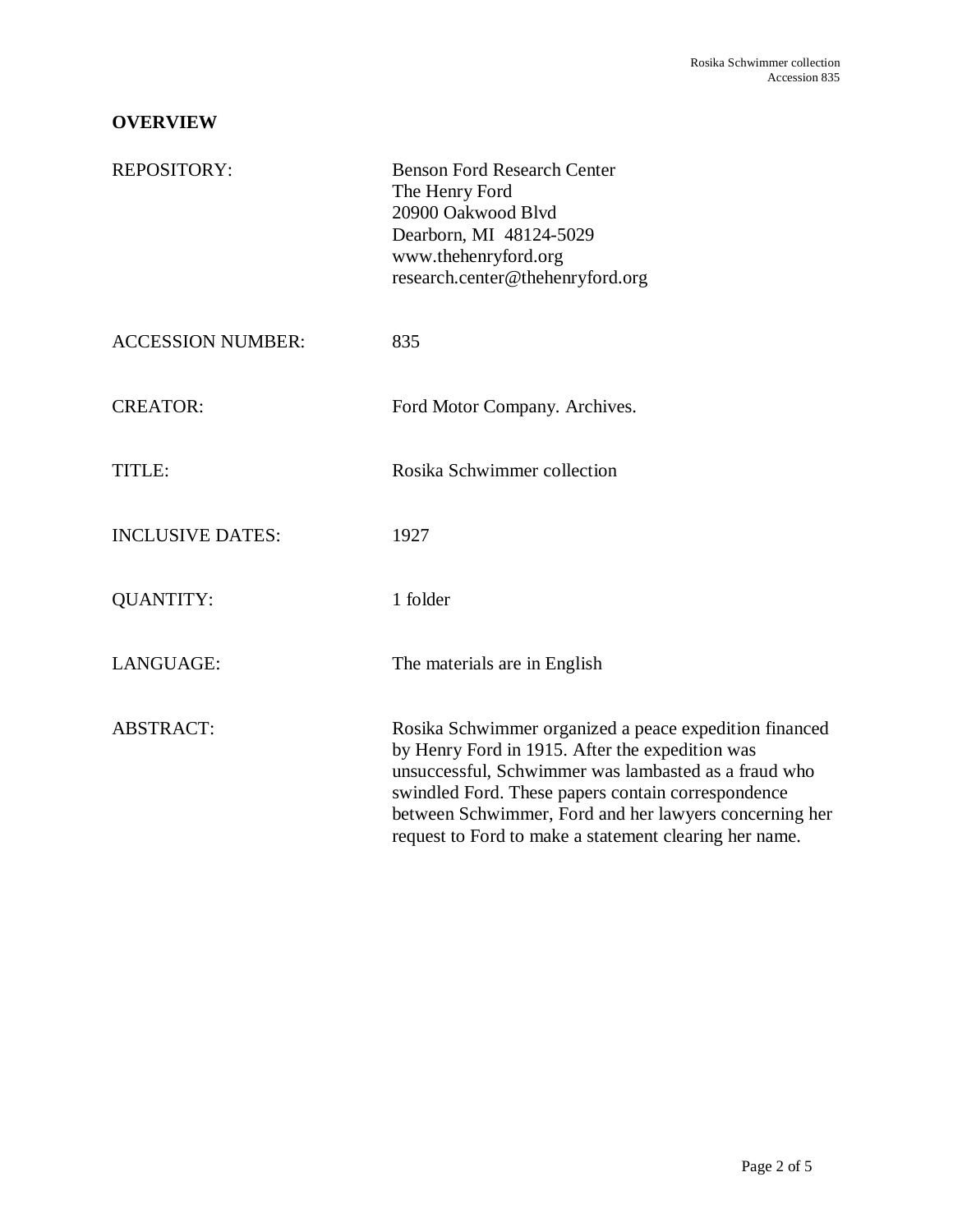## OVERVIEW

| | |
|---|---|
| REPOSITORY: | Benson Ford Research Center<br>The Henry Ford<br>20900 Oakwood Blvd<br>Dearborn, MI 48124-5029<br>www.thehenryford.org<br>research.center@thehenryford.org |
| ACCESSION NUMBER: | 835 |
| CREATOR: | Ford Motor Company. Archives. |
| TITLE: | Rosika Schwimmer collection |
| INCLUSIVE DATES: | 1927 |
| QUANTITY: | 1 folder |
| LANGUAGE: | The materials are in English |
| ABSTRACT: | Rosika Schwimmer organized a peace expedition financed by Henry Ford in 1915. After the expedition was unsuccessful, Schwimmer was lambasted as a fraud who swindled Ford. These papers contain correspondence between Schwimmer, Ford and her lawyers concerning her request to Ford to make a statement clearing her name. |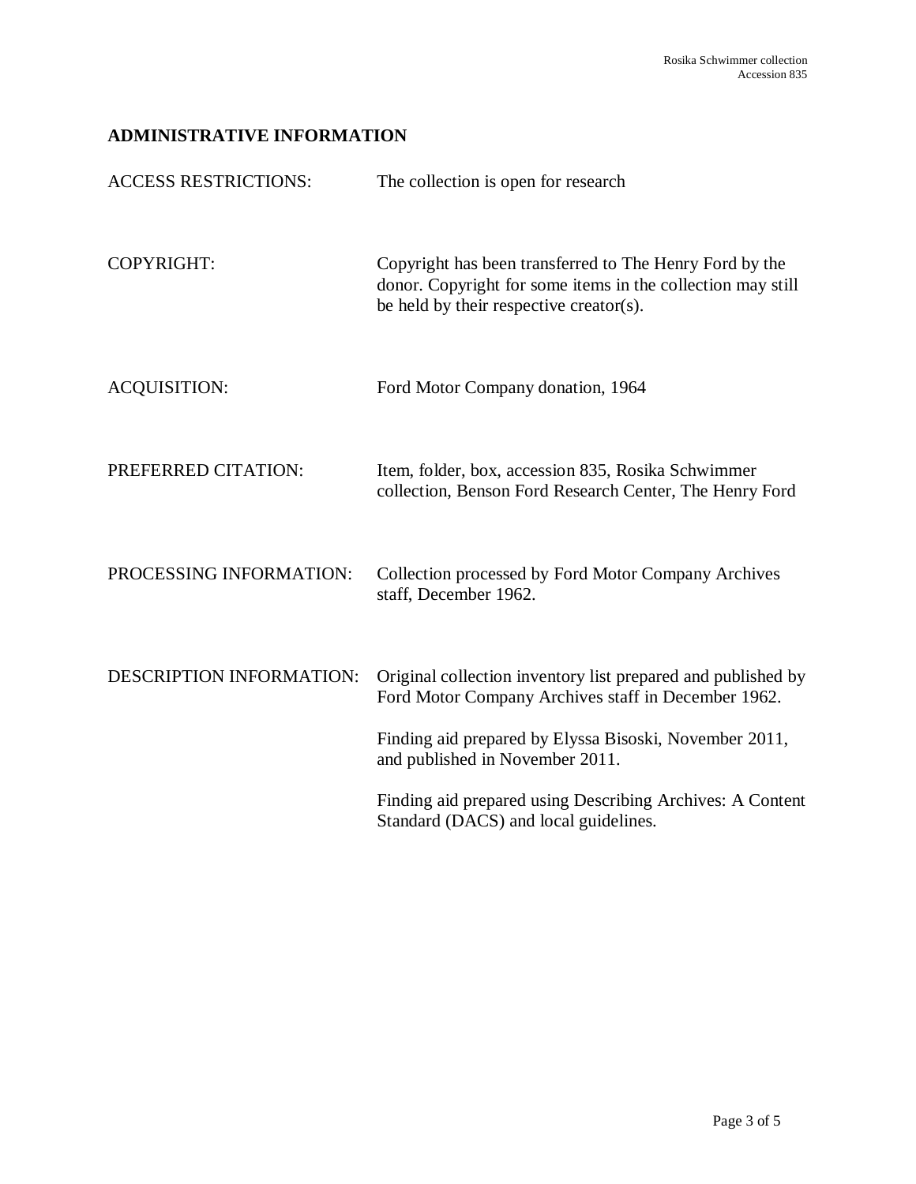## ADMINISTRATIVE INFORMATION

| | |
|---|---|
| ACCESS RESTRICTIONS: | The collection is open for research |
| COPYRIGHT: | Copyright has been transferred to The Henry Ford by the donor. Copyright for some items in the collection may still be held by their respective creator(s). |
| ACQUISITION: | Ford Motor Company donation, 1964 |
| PREFERRED CITATION: | Item, folder, box, accession 835, Rosika Schwimmer collection, Benson Ford Research Center, The Henry Ford |
| PROCESSING INFORMATION: | Collection processed by Ford Motor Company Archives staff, December 1962. |
| DESCRIPTION INFORMATION: | Original collection inventory list prepared and published by Ford Motor Company Archives staff in December 1962.<br><br>Finding aid prepared by Elyssa Bisoski, November 2011, and published in November 2011.<br><br>Finding aid prepared using Describing Archives: A Content Standard (DACS) and local guidelines. |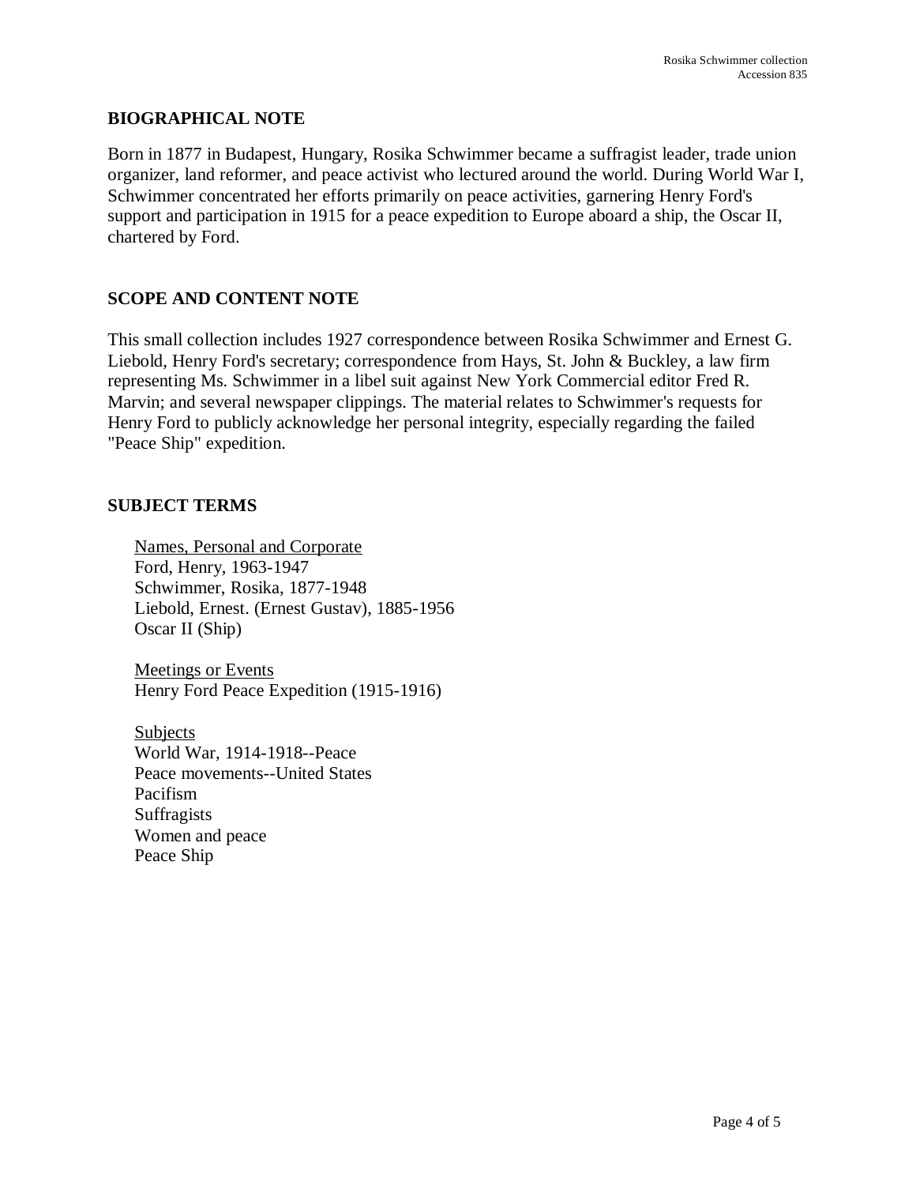## BIOGRAPHICAL NOTE

Born in 1877 in Budapest, Hungary, Rosika Schwimmer became a suffragist leader, trade union organizer, land reformer, and peace activist who lectured around the world. During World War I, Schwimmer concentrated her efforts primarily on peace activities, garnering Henry Ford's support and participation in 1915 for a peace expedition to Europe aboard a ship, the Oscar II, chartered by Ford.

## SCOPE AND CONTENT NOTE

This small collection includes 1927 correspondence between Rosika Schwimmer and Ernest G. Liebold, Henry Ford's secretary; correspondence from Hays, St. John & Buckley, a law firm representing Ms. Schwimmer in a libel suit against New York Commercial editor Fred R. Marvin; and several newspaper clippings. The material relates to Schwimmer's requests for Henry Ford to publicly acknowledge her personal integrity, especially regarding the failed "Peace Ship" expedition.

## SUBJECT TERMS

<u>Names, Personal and Corporate</u>
Ford, Henry, 1963-1947
Schwimmer, Rosika, 1877-1948
Liebold, Ernest. (Ernest Gustav), 1885-1956
Oscar II (Ship)

<u>Meetings or Events</u>
Henry Ford Peace Expedition (1915-1916)

<u>Subjects</u>
World War, 1914-1918--Peace
Peace movements--United States
Pacifism
Suffragists
Women and peace
Peace Ship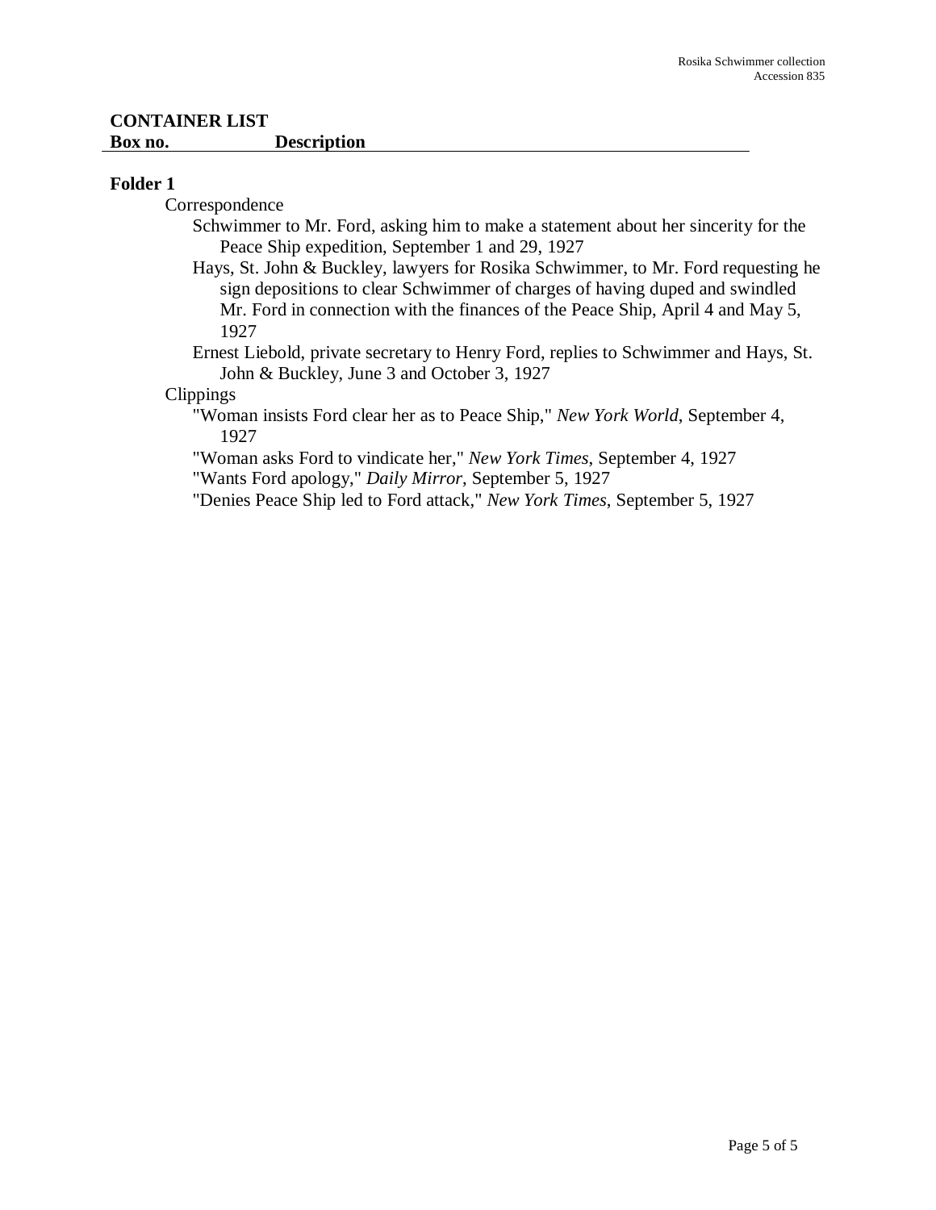## CONTAINER LIST

**Box no. Description**

**Folder 1**

Correspondence

- Schwimmer to Mr. Ford, asking him to make a statement about her sincerity for the Peace Ship expedition, September 1 and 29, 1927
- Hays, St. John & Buckley, lawyers for Rosika Schwimmer, to Mr. Ford requesting he sign depositions to clear Schwimmer of charges of having duped and swindled Mr. Ford in connection with the finances of the Peace Ship, April 4 and May 5, 1927
- Ernest Liebold, private secretary to Henry Ford, replies to Schwimmer and Hays, St. John & Buckley, June 3 and October 3, 1927

Clippings

- "Woman insists Ford clear her as to Peace Ship," *New York World*, September 4, 1927
- "Woman asks Ford to vindicate her," *New York Times*, September 4, 1927
- "Wants Ford apology," *Daily Mirror*, September 5, 1927
- "Denies Peace Ship led to Ford attack," *New York Times*, September 5, 1927